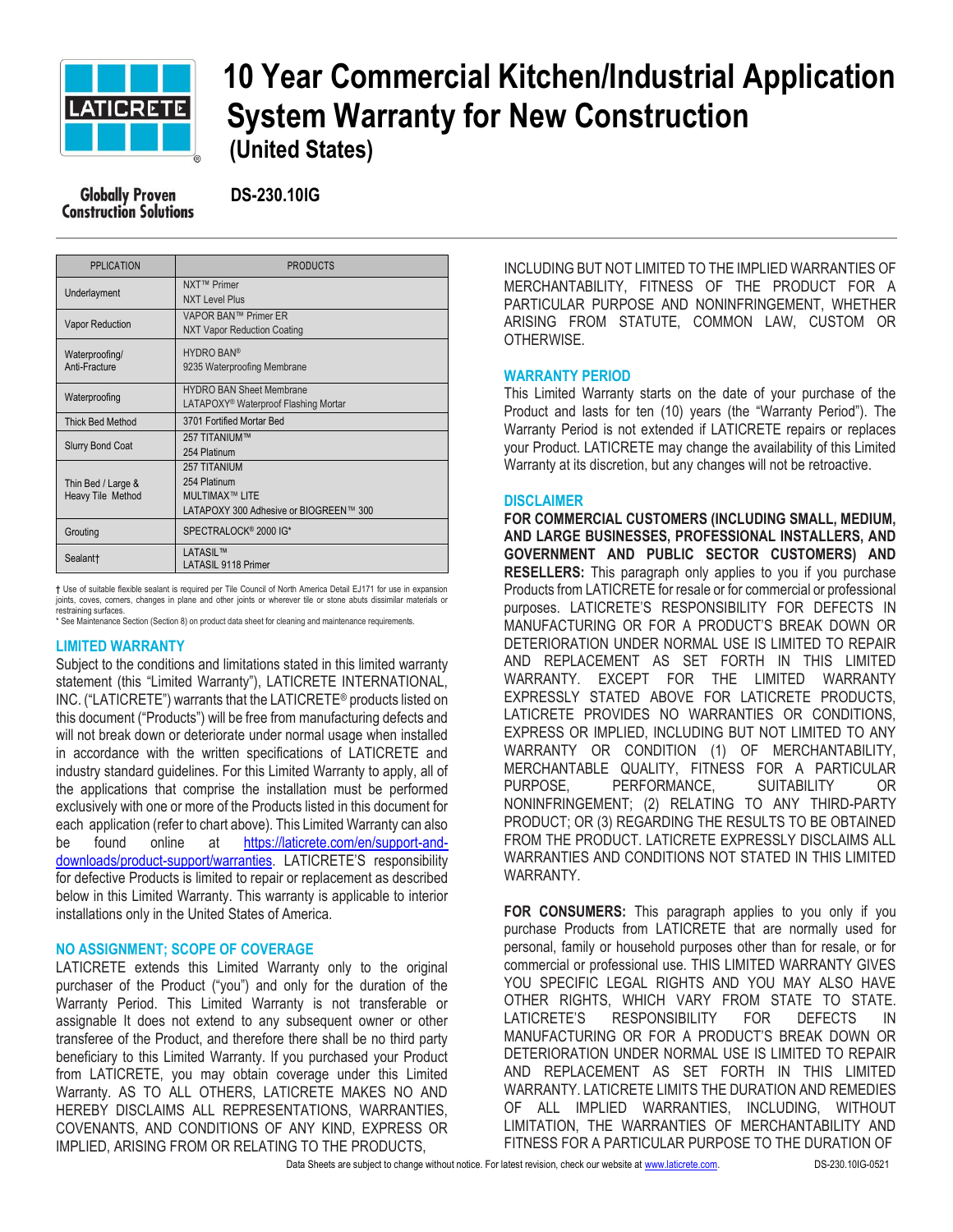# 10 Year Commercial Kitchen/Industrial Application System Warranty for New Construction (United States)

Globally Proven Construction Solutions

**DS-230.10IG**

| PPLICATION | PRODUCTS |
|---|---|
| Underlayment | NXT™ Primer<br>NXT Level Plus |
| Vapor Reduction | VAPOR BAN™ Primer ER<br>NXT Vapor Reduction Coating |
| Waterproofing/ Anti-Fracture | HYDRO BAN®<br>9235 Waterproofing Membrane |
| Waterproofing | HYDRO BAN Sheet Membrane<br>LATAPOXY® Waterproof Flashing Mortar |
| Thick Bed Method | 3701 Fortified Mortar Bed |
| Slurry Bond Coat | 257 TITANIUM™<br>254 Platinum |
| Thin Bed / Large & Heavy Tile Method | 257 TITANIUM<br>254 Platinum<br>MULTIMAX™ LITE<br>LATAPOXY 300 Adhesive or BIOGREEN™ 300 |
| Grouting | SPECTRALOCK® 2000 IG* |
| Sealant† | LATASIL™<br>LATASIL 9118 Primer |

† Use of suitable flexible sealant is required per Tile Council of North America Detail EJ171 for use in expansion joints, coves, corners, changes in plane and other joints or wherever tile or stone abuts dissimilar materials or restraining surfaces.
* See Maintenance Section (Section 8) on product data sheet for cleaning and maintenance requirements.

## LIMITED WARRANTY

Subject to the conditions and limitations stated in this limited warranty statement (this "Limited Warranty"), LATICRETE INTERNATIONAL, INC. ("LATICRETE") warrants that the LATICRETE® products listed on this document ("Products") will be free from manufacturing defects and will not break down or deteriorate under normal usage when installed in accordance with the written specifications of LATICRETE and industry standard guidelines. For this Limited Warranty to apply, all of the applications that comprise the installation must be performed exclusively with one or more of the Products listed in this document for each application (refer to chart above). This Limited Warranty can also be found online at https://laticrete.com/en/support-and-downloads/product-support/warranties. LATICRETE'S responsibility for defective Products is limited to repair or replacement as described below in this Limited Warranty. This warranty is applicable to interior installations only in the United States of America.

## NO ASSIGNMENT; SCOPE OF COVERAGE

LATICRETE extends this Limited Warranty only to the original purchaser of the Product ("you") and only for the duration of the Warranty Period. This Limited Warranty is not transferable or assignable It does not extend to any subsequent owner or other transferee of the Product, and therefore there shall be no third party beneficiary to this Limited Warranty. If you purchased your Product from LATICRETE, you may obtain coverage under this Limited Warranty. AS TO ALL OTHERS, LATICRETE MAKES NO AND HEREBY DISCLAIMS ALL REPRESENTATIONS, WARRANTIES, COVENANTS, AND CONDITIONS OF ANY KIND, EXPRESS OR IMPLIED, ARISING FROM OR RELATING TO THE PRODUCTS, INCLUDING BUT NOT LIMITED TO THE IMPLIED WARRANTIES OF MERCHANTABILITY, FITNESS OF THE PRODUCT FOR A PARTICULAR PURPOSE AND NONINFRINGEMENT, WHETHER ARISING FROM STATUTE, COMMON LAW, CUSTOM OR OTHERWISE.

## WARRANTY PERIOD

This Limited Warranty starts on the date of your purchase of the Product and lasts for ten (10) years (the "Warranty Period"). The Warranty Period is not extended if LATICRETE repairs or replaces your Product. LATICRETE may change the availability of this Limited Warranty at its discretion, but any changes will not be retroactive.

## DISCLAIMER

**FOR COMMERCIAL CUSTOMERS (INCLUDING SMALL, MEDIUM, AND LARGE BUSINESSES, PROFESSIONAL INSTALLERS, AND GOVERNMENT AND PUBLIC SECTOR CUSTOMERS) AND RESELLERS:** This paragraph only applies to you if you purchase Products from LATICRETE for resale or for commercial or professional purposes. LATICRETE'S RESPONSIBILITY FOR DEFECTS IN MANUFACTURING OR FOR A PRODUCT'S BREAK DOWN OR DETERIORATION UNDER NORMAL USE IS LIMITED TO REPAIR AND REPLACEMENT AS SET FORTH IN THIS LIMITED WARRANTY. EXCEPT FOR THE LIMITED WARRANTY EXPRESSLY STATED ABOVE FOR LATICRETE PRODUCTS, LATICRETE PROVIDES NO WARRANTIES OR CONDITIONS, EXPRESS OR IMPLIED, INCLUDING BUT NOT LIMITED TO ANY WARRANTY OR CONDITION (1) OF MERCHANTABILITY, MERCHANTABLE QUALITY, FITNESS FOR A PARTICULAR PURPOSE, PERFORMANCE, SUITABILITY OR NONINFRINGEMENT; (2) RELATING TO ANY THIRD-PARTY PRODUCT; OR (3) REGARDING THE RESULTS TO BE OBTAINED FROM THE PRODUCT. LATICRETE EXPRESSLY DISCLAIMS ALL WARRANTIES AND CONDITIONS NOT STATED IN THIS LIMITED WARRANTY.

**FOR CONSUMERS:** This paragraph applies to you only if you purchase Products from LATICRETE that are normally used for personal, family or household purposes other than for resale, or for commercial or professional use. THIS LIMITED WARRANTY GIVES YOU SPECIFIC LEGAL RIGHTS AND YOU MAY ALSO HAVE OTHER RIGHTS, WHICH VARY FROM STATE TO STATE. LATICRETE'S RESPONSIBILITY FOR DEFECTS IN MANUFACTURING OR FOR A PRODUCT'S BREAK DOWN OR DETERIORATION UNDER NORMAL USE IS LIMITED TO REPAIR AND REPLACEMENT AS SET FORTH IN THIS LIMITED WARRANTY. LATICRETE LIMITS THE DURATION AND REMEDIES OF ALL IMPLIED WARRANTIES, INCLUDING, WITHOUT LIMITATION, THE WARRANTIES OF MERCHANTABILITY AND FITNESS FOR A PARTICULAR PURPOSE TO THE DURATION OF

Data Sheets are subject to change without notice. For latest revision, check our website at www.laticrete.com. DS-230.10IG-0521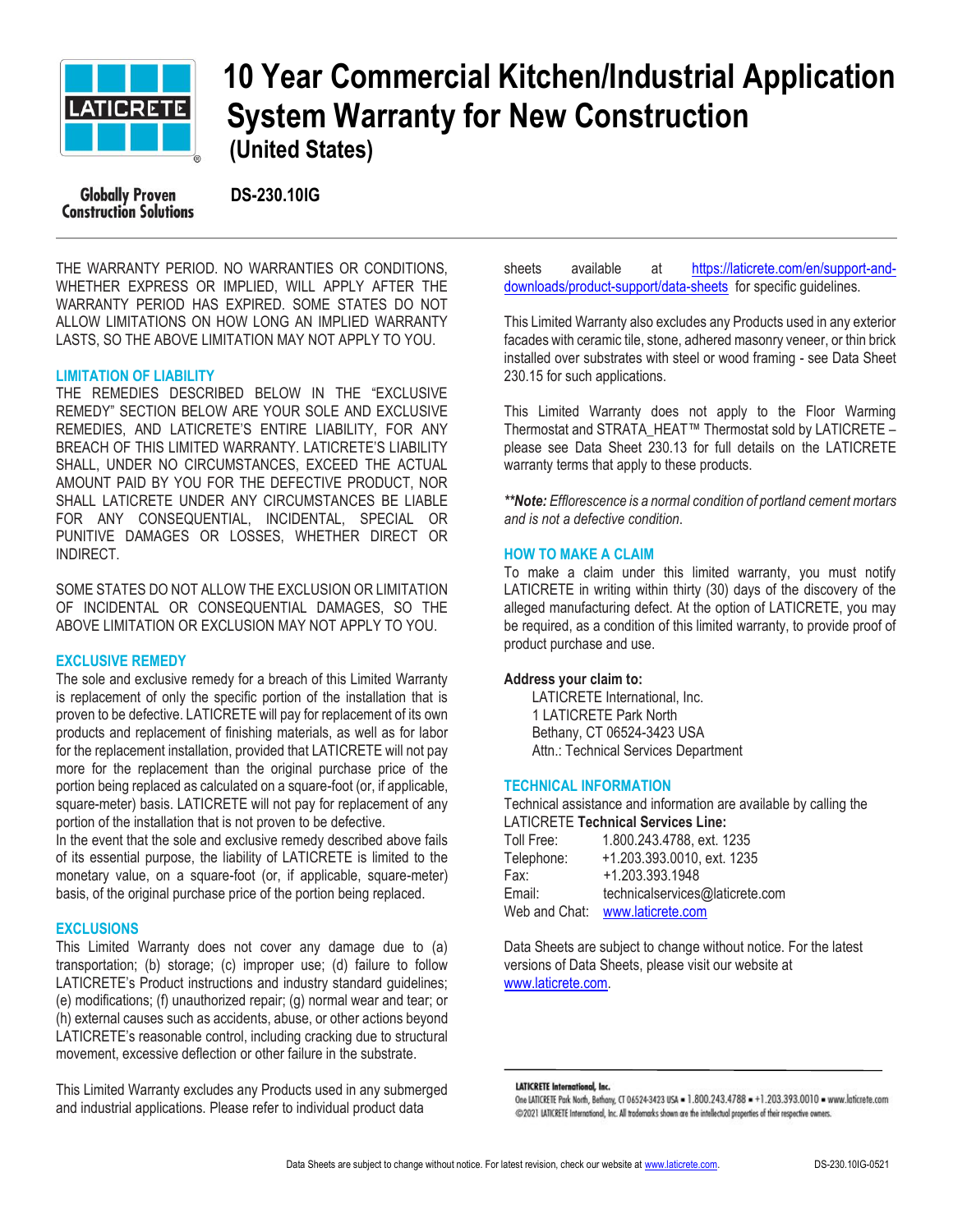# 10 Year Commercial Kitchen/Industrial Application System Warranty for New Construction (United States)

DS-230.10IG

THE WARRANTY PERIOD. NO WARRANTIES OR CONDITIONS, WHETHER EXPRESS OR IMPLIED, WILL APPLY AFTER THE WARRANTY PERIOD HAS EXPIRED. SOME STATES DO NOT ALLOW LIMITATIONS ON HOW LONG AN IMPLIED WARRANTY LASTS, SO THE ABOVE LIMITATION MAY NOT APPLY TO YOU.

## LIMITATION OF LIABILITY

THE REMEDIES DESCRIBED BELOW IN THE "EXCLUSIVE REMEDY" SECTION BELOW ARE YOUR SOLE AND EXCLUSIVE REMEDIES, AND LATICRETE'S ENTIRE LIABILITY, FOR ANY BREACH OF THIS LIMITED WARRANTY. LATICRETE'S LIABILITY SHALL, UNDER NO CIRCUMSTANCES, EXCEED THE ACTUAL AMOUNT PAID BY YOU FOR THE DEFECTIVE PRODUCT, NOR SHALL LATICRETE UNDER ANY CIRCUMSTANCES BE LIABLE FOR ANY CONSEQUENTIAL, INCIDENTAL, SPECIAL OR PUNITIVE DAMAGES OR LOSSES, WHETHER DIRECT OR INDIRECT.

SOME STATES DO NOT ALLOW THE EXCLUSION OR LIMITATION OF INCIDENTAL OR CONSEQUENTIAL DAMAGES, SO THE ABOVE LIMITATION OR EXCLUSION MAY NOT APPLY TO YOU.

## EXCLUSIVE REMEDY

The sole and exclusive remedy for a breach of this Limited Warranty is replacement of only the specific portion of the installation that is proven to be defective. LATICRETE will pay for replacement of its own products and replacement of finishing materials, as well as for labor for the replacement installation, provided that LATICRETE will not pay more for the replacement than the original purchase price of the portion being replaced as calculated on a square-foot (or, if applicable, square-meter) basis. LATICRETE will not pay for replacement of any portion of the installation that is not proven to be defective.

In the event that the sole and exclusive remedy described above fails of its essential purpose, the liability of LATICRETE is limited to the monetary value, on a square-foot (or, if applicable, square-meter) basis, of the original purchase price of the portion being replaced.

## EXCLUSIONS

This Limited Warranty does not cover any damage due to (a) transportation; (b) storage; (c) improper use; (d) failure to follow LATICRETE's Product instructions and industry standard guidelines; (e) modifications; (f) unauthorized repair; (g) normal wear and tear; or (h) external causes such as accidents, abuse, or other actions beyond LATICRETE's reasonable control, including cracking due to structural movement, excessive deflection or other failure in the substrate.

This Limited Warranty excludes any Products used in any submerged and industrial applications. Please refer to individual product data sheets available at https://laticrete.com/en/support-and-downloads/product-support/data-sheets for specific guidelines.

This Limited Warranty also excludes any Products used in any exterior facades with ceramic tile, stone, adhered masonry veneer, or thin brick installed over substrates with steel or wood framing - see Data Sheet 230.15 for such applications.

This Limited Warranty does not apply to the Floor Warming Thermostat and STRATA_HEAT™ Thermostat sold by LATICRETE – please see Data Sheet 230.13 for full details on the LATICRETE warranty terms that apply to these products.

***Note:** *Efflorescence is a normal condition of portland cement mortars and is not a defective condition.*

## HOW TO MAKE A CLAIM

To make a claim under this limited warranty, you must notify LATICRETE in writing within thirty (30) days of the discovery of the alleged manufacturing defect. At the option of LATICRETE, you may be required, as a condition of this limited warranty, to provide proof of product purchase and use.

**Address your claim to:**

LATICRETE International, Inc.
1 LATICRETE Park North
Bethany, CT 06524-3423 USA
Attn.: Technical Services Department

## TECHNICAL INFORMATION

Technical assistance and information are available by calling the LATICRETE **Technical Services Line:**

| | |
|---|---|
| Toll Free: | 1.800.243.4788, ext. 1235 |
| Telephone: | +1.203.393.0010, ext. 1235 |
| Fax: | +1.203.393.1948 |
| Email: | technicalservices@laticrete.com |
| Web and Chat: | www.laticrete.com |

Data Sheets are subject to change without notice. For the latest versions of Data Sheets, please visit our website at www.laticrete.com.

**LATICRETE International, Inc.**
One LATICRETE Park North, Bethany, CT 06524-3423 USA ▪ 1.800.243.4788 ▪ +1.203.393.0010 ▪ www.laticrete.com
©2021 LATICRETE International, Inc. All trademarks shown are the intellectual properties of their respective owners.